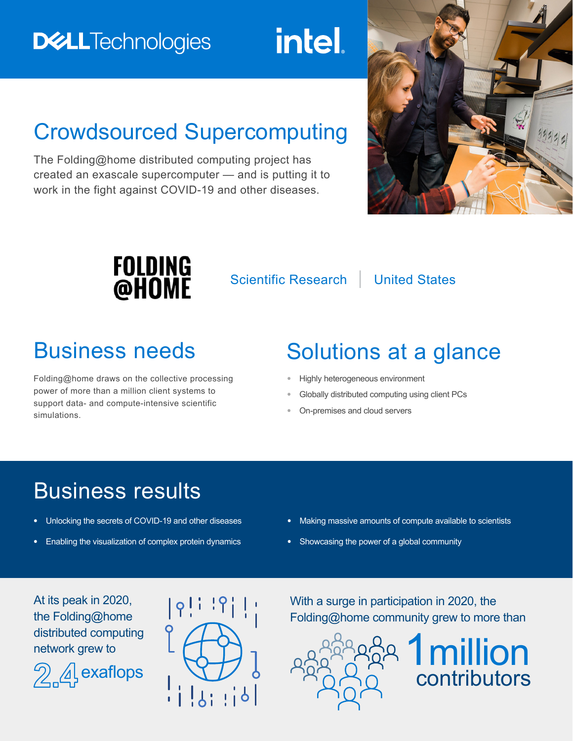Dell Technologies | intel

# Crowdsourced Supercomputing

The Folding@home distributed computing project has created an exascale supercomputer — and is putting it to work in the fight against COVID-19 and other diseases.

FOLDING @HOME

Scientific Research | United States

## Business needs

Folding@home draws on the collective processing power of more than a million client systems to support data- and compute-intensive scientific simulations.

## Solutions at a glance

- Highly heterogeneous environment
- Globally distributed computing using client PCs
- On-premises and cloud servers

## Business results

- Unlocking the secrets of COVID-19 and other diseases
- Enabling the visualization of complex protein dynamics
- Making massive amounts of compute available to scientists
- Showcasing the power of a global community

At its peak in 2020, the Folding@home distributed computing network grew to

**2.4 exaflops**

With a surge in participation in 2020, the Folding@home community grew to more than

**1 million contributors**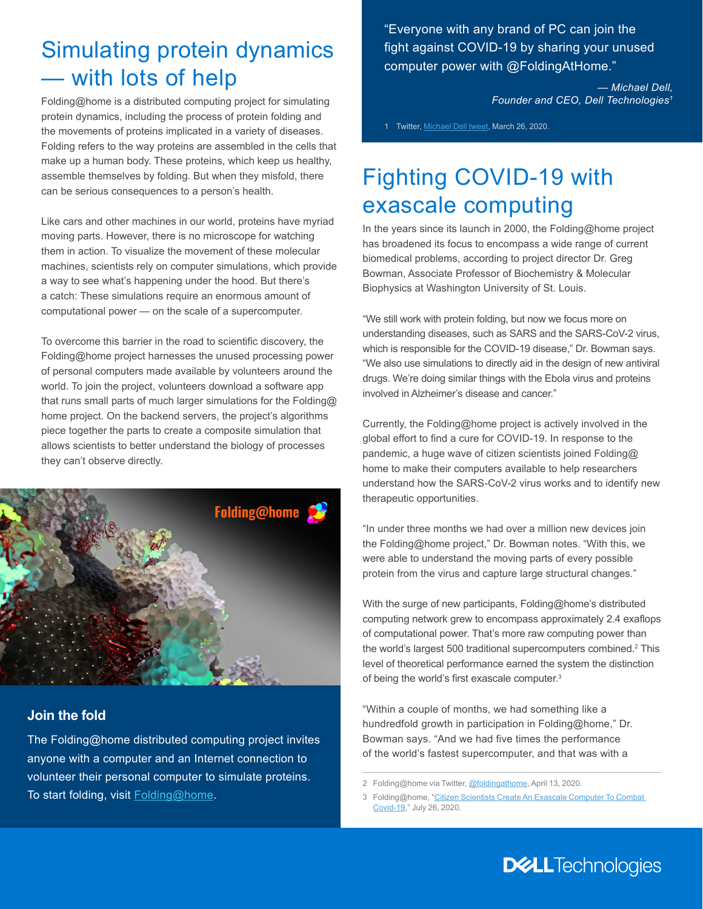# Simulating protein dynamics — with lots of help

Folding@home is a distributed computing project for simulating protein dynamics, including the process of protein folding and the movements of proteins implicated in a variety of diseases. Folding refers to the way proteins are assembled in the cells that make up a human body. These proteins, which keep us healthy, assemble themselves by folding. But when they misfold, there can be serious consequences to a person's health.

Like cars and other machines in our world, proteins have myriad moving parts. However, there is no microscope for watching them in action. To visualize the movement of these molecular machines, scientists rely on computer simulations, which provide a way to see what's happening under the hood. But there's a catch: These simulations require an enormous amount of computational power — on the scale of a supercomputer.

To overcome this barrier in the road to scientific discovery, the Folding@home project harnesses the unused processing power of personal computers made available by volunteers around the world. To join the project, volunteers download a software app that runs small parts of much larger simulations for the Folding@home project. On the backend servers, the project's algorithms piece together the parts to create a composite simulation that allows scientists to better understand the biology of processes they can't observe directly.

### Join the fold

The Folding@home distributed computing project invites anyone with a computer and an Internet connection to volunteer their personal computer to simulate proteins. To start folding, visit [Folding@home](Folding@home).

> "Everyone with any brand of PC can join the fight against COVID-19 by sharing your unused computer power with @FoldingAtHome."
>
> *— Michael Dell, Founder and CEO, Dell Technologies*[1]

1 Twitter, Michael Dell tweet, March 26, 2020.

# Fighting COVID-19 with exascale computing

In the years since its launch in 2000, the Folding@home project has broadened its focus to encompass a wide range of current biomedical problems, according to project director Dr. Greg Bowman, Associate Professor of Biochemistry & Molecular Biophysics at Washington University of St. Louis.

"We still work with protein folding, but now we focus more on understanding diseases, such as SARS and the SARS-CoV-2 virus, which is responsible for the COVID-19 disease," Dr. Bowman says. "We also use simulations to directly aid in the design of new antiviral drugs. We're doing similar things with the Ebola virus and proteins involved in Alzheimer's disease and cancer."

Currently, the Folding@home project is actively involved in the global effort to find a cure for COVID-19. In response to the pandemic, a huge wave of citizen scientists joined Folding@home to make their computers available to help researchers understand how the SARS-CoV-2 virus works and to identify new therapeutic opportunities.

"In under three months we had over a million new devices join the Folding@home project," Dr. Bowman notes. "With this, we were able to understand the moving parts of every possible protein from the virus and capture large structural changes."

With the surge of new participants, Folding@home's distributed computing network grew to encompass approximately 2.4 exaflops of computational power. That's more raw computing power than the world's largest 500 traditional supercomputers combined.[2] This level of theoretical performance earned the system the distinction of being the world's first exascale computer.[3]

"Within a couple of months, we had something like a hundredfold growth in participation in Folding@home," Dr. Bowman says. "And we had five times the performance of the world's fastest supercomputer, and that was with a

2 Folding@home via Twitter, @foldingathome, April 13, 2020.

3 Folding@home, "Citizen Scientists Create An Exascale Computer To Combat Covid-19," July 26, 2020.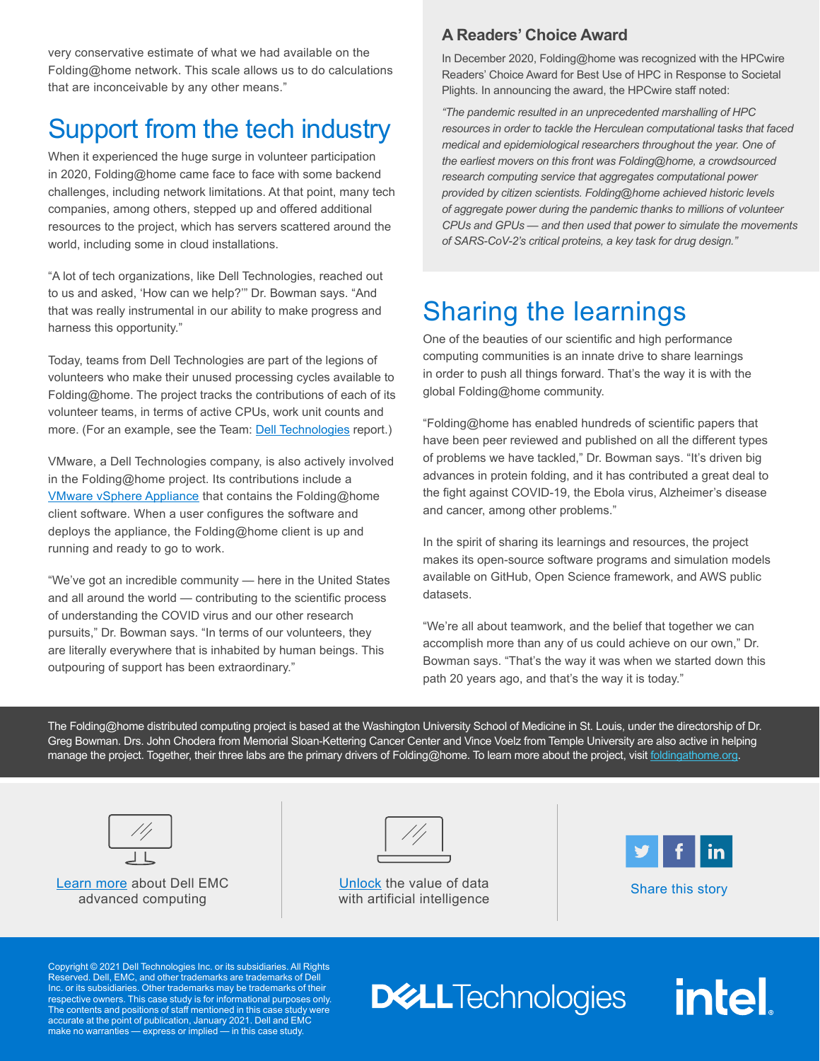very conservative estimate of what we had available on the Folding@home network. This scale allows us to do calculations that are inconceivable by any other means."

## Support from the tech industry

When it experienced the huge surge in volunteer participation in 2020, Folding@home came face to face with some backend challenges, including network limitations. At that point, many tech companies, among others, stepped up and offered additional resources to the project, which has servers scattered around the world, including some in cloud installations.

"A lot of tech organizations, like Dell Technologies, reached out to us and asked, 'How can we help?'" Dr. Bowman says. "And that was really instrumental in our ability to make progress and harness this opportunity."

Today, teams from Dell Technologies are part of the legions of volunteers who make their unused processing cycles available to Folding@home. The project tracks the contributions of each of its volunteer teams, in terms of active CPUs, work unit counts and more. (For an example, see the Team: Dell Technologies report.)

VMware, a Dell Technologies company, is also actively involved in the Folding@home project. Its contributions include a VMware vSphere Appliance that contains the Folding@home client software. When a user configures the software and deploys the appliance, the Folding@home client is up and running and ready to go to work.

"We've got an incredible community — here in the United States and all around the world — contributing to the scientific process of understanding the COVID virus and our other research pursuits," Dr. Bowman says. "In terms of our volunteers, they are literally everywhere that is inhabited by human beings. This outpouring of support has been extraordinary."

### A Readers' Choice Award

In December 2020, Folding@home was recognized with the HPCwire Readers' Choice Award for Best Use of HPC in Response to Societal Plights. In announcing the award, the HPCwire staff noted:

*"The pandemic resulted in an unprecedented marshalling of HPC resources in order to tackle the Herculean computational tasks that faced medical and epidemiological researchers throughout the year. One of the earliest movers on this front was Folding@home, a crowdsourced research computing service that aggregates computational power provided by citizen scientists. Folding@home achieved historic levels of aggregate power during the pandemic thanks to millions of volunteer CPUs and GPUs — and then used that power to simulate the movements of SARS-CoV-2's critical proteins, a key task for drug design."*

## Sharing the learnings

One of the beauties of our scientific and high performance computing communities is an innate drive to share learnings in order to push all things forward. That's the way it is with the global Folding@home community.

"Folding@home has enabled hundreds of scientific papers that have been peer reviewed and published on all the different types of problems we have tackled," Dr. Bowman says. "It's driven big advances in protein folding, and it has contributed a great deal to the fight against COVID-19, the Ebola virus, Alzheimer's disease and cancer, among other problems."

In the spirit of sharing its learnings and resources, the project makes its open-source software programs and simulation models available on GitHub, Open Science framework, and AWS public datasets.

"We're all about teamwork, and the belief that together we can accomplish more than any of us could achieve on our own," Dr. Bowman says. "That's the way it was when we started down this path 20 years ago, and that's the way it is today."

The Folding@home distributed computing project is based at the Washington University School of Medicine in St. Louis, under the directorship of Dr. Greg Bowman. Drs. John Chodera from Memorial Sloan-Kettering Cancer Center and Vince Voelz from Temple University are also active in helping manage the project. Together, their three labs are the primary drivers of Folding@home. To learn more about the project, visit foldingathome.org.

Learn more about Dell EMC advanced computing

Unlock the value of data with artificial intelligence

Share this story

Copyright © 2021 Dell Technologies Inc. or its subsidiaries. All Rights Reserved. Dell, EMC, and other trademarks are trademarks of Dell Inc. or its subsidiaries. Other trademarks may be trademarks of their respective owners. This case study is for informational purposes only. The contents and positions of staff mentioned in this case study were accurate at the point of publication, January 2021. Dell and EMC make no warranties — express or implied — in this case study.